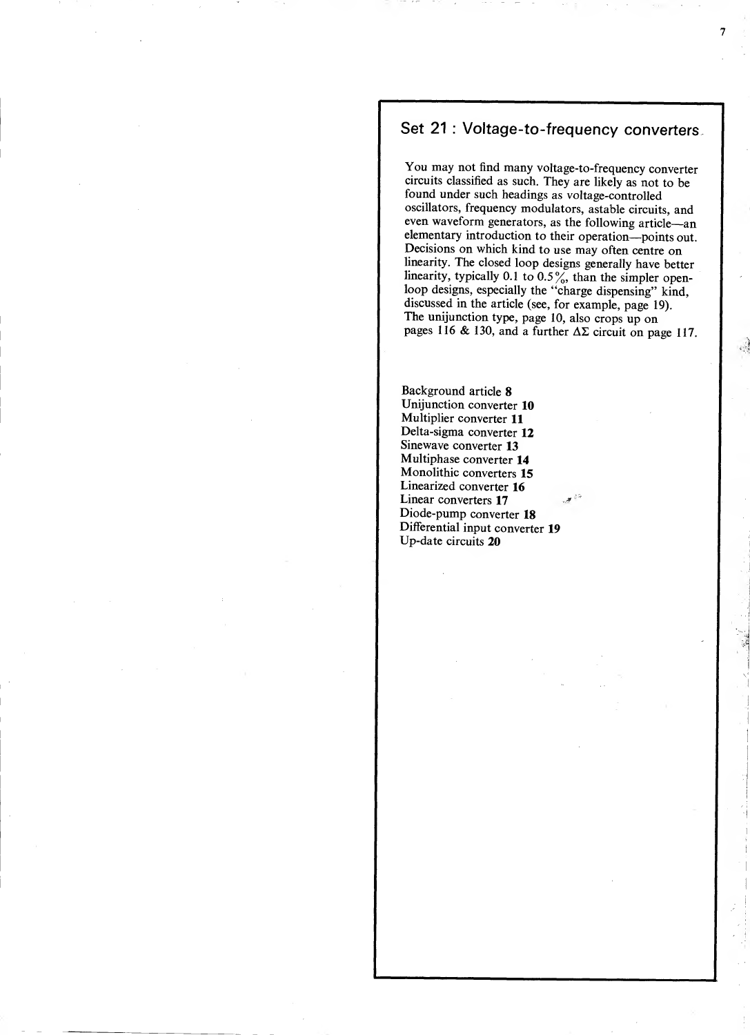# Set 21 : Voltage-to-frequency converters

You may not find many voltage-to-frequency converter circuits classified as such. They are likely as not to be found under such headings as voltage-controlled oscillators, frequency modulators, astable circuits, and even waveform generators, as the following article—an elementary introduction to their operation—points out. Decisions on which kind to use may often centre on linearity. The closed loop designs generally have better linearity, typically 0.1 to 0.5%, than the simpler open-loop designs, especially the "charge dispensing" kind, discussed in the article (see, for example, page 19). The unijunction type, page 10, also crops up on pages 116 & 130, and a further $\Delta\Sigma$ circuit on page 117.

Background article **8**
Unijunction converter **10**
Multiplier converter **11**
Delta-sigma converter **12**
Sinewave converter **13**
Multiphase converter **14**
Monolithic converters **15**
Linearized converter **16**
Linear converters **17**
Diode-pump converter **18**
Differential input converter **19**
Up-date circuits **20**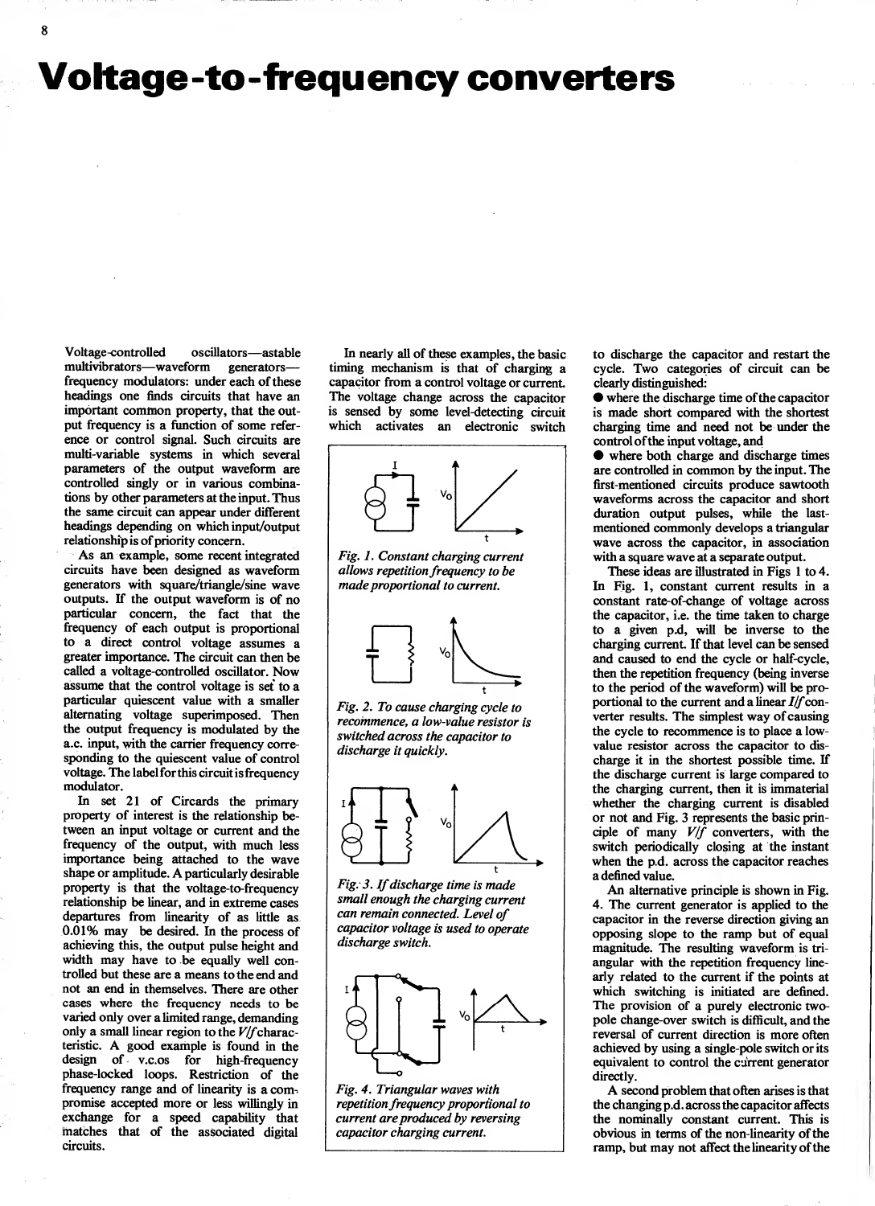# Voltage-to-frequency converters

Voltage-controlled oscillators—astable multivibrators—waveform generators—frequency modulators: under each of these headings one finds circuits that have an important common property, that the output frequency is a function of some reference or control signal. Such circuits are multi-variable systems in which several parameters of the output waveform are controlled singly or in various combinations by other parameters at the input. Thus the same circuit can appear under different headings depending on which input/output relationship is of priority concern.

As an example, some recent integrated circuits have been designed as waveform generators with square/triangle/sine wave outputs. If the output waveform is of no particular concern, the fact that the frequency of each output is proportional to a direct control voltage assumes a greater importance. The circuit can then be called a voltage-controlled oscillator. Now assume that the control voltage is set to a particular quiescent value with a smaller alternating voltage superimposed. Then the output frequency is modulated by the a.c. input, with the carrier frequency corresponding to the quiescent value of control voltage. The label for this circuit is frequency modulator.

In set 21 of Circards the primary property of interest is the relationship between an input voltage or current and the frequency of the output, with much less importance being attached to the wave shape or amplitude. A particularly desirable property is that the voltage-to-frequency relationship be linear, and in extreme cases departures from linearity of as little as 0.01% may be desired. In the process of achieving this, the output pulse height and width may have to be equally well controlled but these are a means to the end and not an end in themselves. There are other cases where the frequency needs to be varied only over a limited range, demanding only a small linear region to the $V/f$ characteristic. A good example is found in the design of v.c.os for high-frequency phase-locked loops. Restriction of the frequency range and of linearity is a compromise accepted more or less willingly in exchange for a speed capability that matches that of the associated digital circuits.

In nearly all of these examples, the basic timing mechanism is that of charging a capacitor from a control voltage or current. The voltage change across the capacitor is sensed by some level-detecting circuit which activates an electronic switch to discharge the capacitor and restart the cycle. Two categories of circuit can be clearly distinguished:

- where the discharge time of the capacitor is made short compared with the shortest charging time and need not be under the control of the input voltage, and
- where both charge and discharge times are controlled in common by the input. The first-mentioned circuits produce sawtooth waveforms across the capacitor and short duration output pulses, while the last-mentioned commonly develops a triangular wave across the capacitor, in association with a square wave at a separate output.

I

$V_o$

t

*Fig. 1. Constant charging current allows repetition frequency to be made proportional to current.*

$V_o$

t

*Fig. 2. To cause charging cycle to recommence, a low-value resistor is switched across the capacitor to discharge it quickly.*

I

$V_o$

t

*Fig. 3. If discharge time is made small enough the charging current can remain connected. Level of capacitor voltage is used to operate discharge switch.*

I

$V_o$

t

*Fig. 4. Triangular waves with repetition frequency proportional to current are produced by reversing capacitor charging current.*

These ideas are illustrated in Figs 1 to 4. In Fig. 1, constant current results in a constant rate-of-change of voltage across the capacitor, i.e. the time taken to charge to a given p.d. will be inverse to the charging current. If that level can be sensed and caused to end the cycle or half-cycle, then the repetition frequency (being inverse to the period of the waveform) will be proportional to the current and a linear $I/f$ converter results. The simplest way of causing the cycle to recommence is to place a low-value resistor across the capacitor to discharge it in the shortest possible time. If the discharge current is large compared to the charging current, then it is immaterial whether the charging current is disabled or not and Fig. 3 represents the basic principle of many $V/f$ converters, with the switch periodically closing at the instant when the p.d. across the capacitor reaches a defined value.

An alternative principle is shown in Fig. 4. The current generator is applied to the capacitor in the reverse direction giving an opposing slope to the ramp but of equal magnitude. The resulting waveform is triangular with the repetition frequency linearly related to the current if the points at which switching is initiated are defined. The provision of a purely electronic two-pole change-over switch is difficult, and the reversal of current direction is more often achieved by using a single-pole switch or its equivalent to control the current generator directly.

A second problem that often arises is that the changing p.d. across the capacitor affects the nominally constant current. This is obvious in terms of the non-linearity of the ramp, but may not affect the linearity of the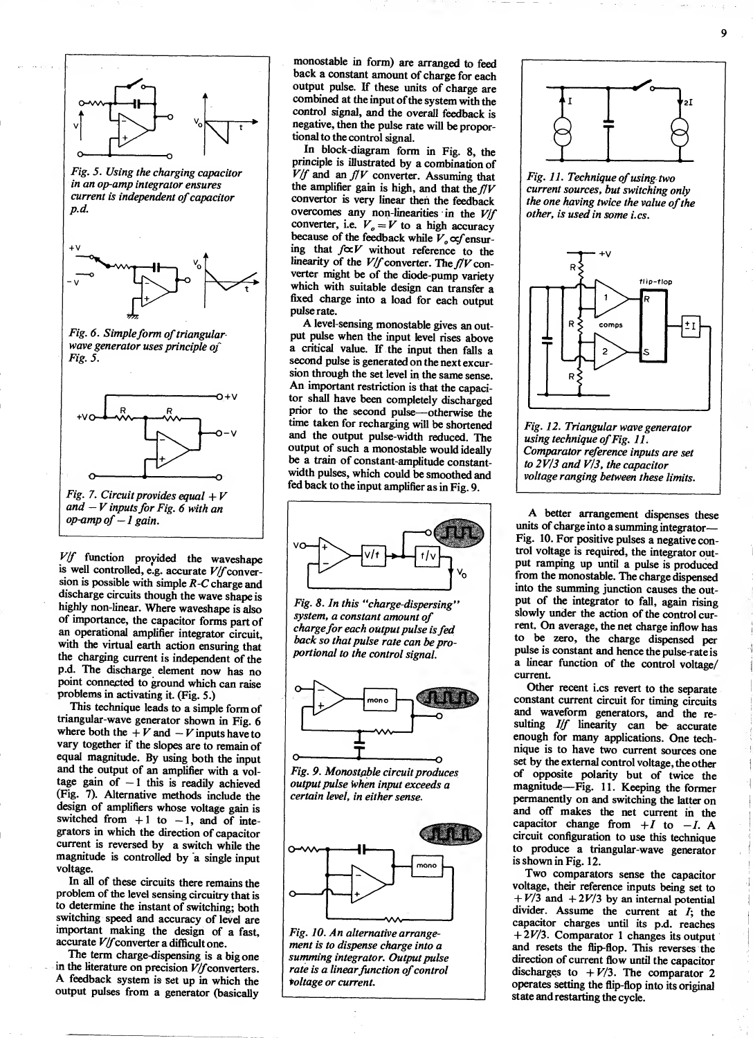Fig. 5. Using the charging capacitor in an op-amp integrator ensures current is independent of capacitor p.d.

Fig. 6. Simple form of triangular-wave generator uses principle of Fig. 5.

Fig. 7. Circuit provides equal $+V$ and $-V$ inputs for Fig. 6 with an op-amp of $-1$ gain.

$V/f$ function provided the waveshape is well controlled, e.g. accurate $V/f$ conversion is possible with simple $R$-$C$ charge and discharge circuits though the wave shape is highly non-linear. Where waveshape is also of importance, the capacitor forms part of an operational amplifier integrator circuit, with the virtual earth action ensuring that the charging current is independent of the p.d. The discharge element now has no point connected to ground which can raise problems in activating it. (Fig. 5.)

This technique leads to a simple form of triangular-wave generator shown in Fig. 6 where both the $+V$ and $-V$ inputs have to vary together if the slopes are to remain of equal magnitude. By using both the input and the output of an amplifier with a voltage gain of $-1$ this is readily achieved (Fig. 7). Alternative methods include the design of amplifiers whose voltage gain is switched from $+1$ to $-1$, and of integrators in which the direction of capacitor current is reversed by a switch while the magnitude is controlled by a single input voltage.

In all of these circuits there remains the problem of the level sensing circuitry that is to determine the instant of switching; both switching speed and accuracy of level are important making the design of a fast, accurate $V/f$ converter a difficult one.

The term charge-dispensing is a big one in the literature on precision $V/f$ converters. A feedback system is set up in which the output pulses from a generator (basically monostable in form) are arranged to feed back a constant amount of charge for each output pulse. If these units of charge are combined at the input of the system with the control signal, and the overall feedback is negative, then the pulse rate will be proportional to the control signal.

In block-diagram form in Fig. 8, the principle is illustrated by a combination of $V/f$ and an $f/V$ converter. Assuming that the amplifier gain is high, and that the $f/V$ convertor is very linear then the feedback overcomes any non-linearities in the $V/f$ converter, i.e. $V_o = V$ to a high accuracy because of the feedback while $V_o \propto f$ ensuring that $f \propto V$ without reference to the linearity of the $V/f$ converter. The $f/V$ converter might be of the diode-pump variety which with suitable design can transfer a fixed charge into a load for each output pulse rate.

A level-sensing monostable gives an output pulse when the input level rises above a critical value. If the input then falls a second pulse is generated on the next excursion through the set level in the same sense. An important restriction is that the capacitor shall have been completely discharged prior to the second pulse—otherwise the time taken for recharging will be shortened and the output pulse-width reduced. The output of such a monostable would ideally be a train of constant-amplitude constant-width pulses, which could be smoothed and fed back to the input amplifier as in Fig. 9.

Fig. 8. In this "charge-dispersing" system, a constant amount of charge for each output pulse is fed back so that pulse rate can be proportional to the control signal.

Fig. 9. Monostable circuit produces output pulse when input exceeds a certain level, in either sense.

Fig. 10. An alternative arrangement is to dispense charge into a summing integrator. Output pulse rate is a linear function of control voltage or current.

Fig. 11. Technique of using two current sources, but switching only the one having twice the value of the other, is used in some i.cs.

Fig. 12. Triangular wave generator using technique of Fig. 11. Comparator reference inputs are set to $2V/3$ and $V/3$, the capacitor voltage ranging between these limits.

A better arrangement dispenses these units of charge into a summing integrator—Fig. 10. For positive pulses a negative control voltage is required, the integrator output ramping up until a pulse is produced from the monostable. The charge dispensed into the summing junction causes the output of the integrator to fall, again rising slowly under the action of the control current. On average, the net charge inflow has to be zero, the charge dispensed per pulse is constant and hence the pulse-rate is a linear function of the control voltage/current.

Other recent i.cs revert to the separate constant current circuit for timing circuits and waveform generators, and the resulting $I/f$ linearity can be accurate enough for many applications. One technique is to have two current sources one set by the external control voltage, the other of opposite polarity but of twice the magnitude—Fig. 11. Keeping the former permanently on and switching the latter on and off makes the net current in the capacitor change from $+I$ to $-I$. A circuit configuration to use this technique to produce a triangular-wave generator is shown in Fig. 12.

Two comparators sense the capacitor voltage, their reference inputs being set to $+V/3$ and $+2V/3$ by an internal potential divider. Assume the current at $I$; the capacitor charges until its p.d. reaches $+2V/3$. Comparator 1 changes its output and resets the flip-flop. This reverses the direction of current flow until the capacitor discharges to $+V/3$. The comparator 2 operates setting the flip-flop into its original state and restarting the cycle.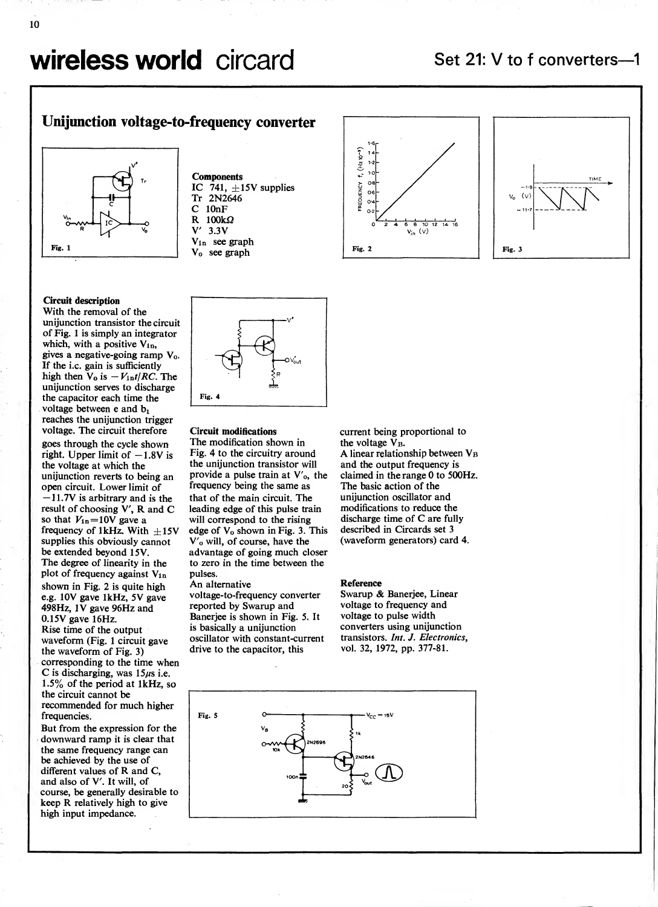# wireless world circard

## Set 21: V to f converters—1

### Unijunction voltage-to-frequency converter

V'
Tr
C
$V_{in}$
R
IC
$V_o$

Fig. 1

**Components**
IC 741, ±15V supplies
Tr 2N2646
C 10nF
R 100kΩ
V' 3.3V
$V_{in}$ see graph
$V_o$ see graph

FREQUENCY f, (Hz $10^{-3}$)
1·6
1·4
1·2
1·0
0·8
0·6
0·4
0·2
0 2 4 6 8 10 12 14 16
$V_{in}$ (V)

Fig. 2

TIME
−1·8
$V_o$ (V)
−11·7

Fig. 3

**Circuit description**
With the removal of the unijunction transistor the circuit of Fig. 1 is simply an integrator which, with a positive $V_{in}$, gives a negative-going ramp $V_o$. If the i.c. gain is sufficiently high then $V_o$ is $-V_{in}t/RC$. The unijunction serves to discharge the capacitor each time the voltage between e and $b_1$ reaches the unijunction trigger voltage. The circuit therefore goes through the cycle shown right. Upper limit of −1.8V is the voltage at which the unijunction reverts to being an open circuit. Lower limit of −11.7V is arbitrary and is the result of choosing V', R and C so that $V_{in}$=10V gave a frequency of 1kHz. With ±15V supplies this obviously cannot be extended beyond 15V.
The degree of linearity in the plot of frequency against $V_{in}$ shown in Fig. 2 is quite high e.g. 10V gave 1kHz, 5V gave 498Hz, 1V gave 96Hz and 0.15V gave 16Hz.
Rise time of the output waveform (Fig. 1 circuit gave the waveform of Fig. 3) corresponding to the time when C is discharging, was 15μs i.e. 1.5% of the period at 1kHz, so the circuit cannot be recommended for much higher frequencies.
But from the expression for the downward ramp it is clear that the same frequency range can be achieved by the use of different values of R and C, and also of V'. It will, of course, be generally desirable to keep R relatively high to give high input impedance.

V'
$V'_{out}$
R

Fig. 4

**Circuit modifications**
The modification shown in Fig. 4 to the circuitry around the unijunction transistor will provide a pulse train at $V'_o$, the frequency being the same as that of the main circuit. The leading edge of this pulse train will correspond to the rising edge of $V_o$ shown in Fig. 3. This $V'_o$ will, of course, have the advantage of going much closer to zero in the time between the pulses.
An alternative voltage-to-frequency converter reported by Swarup and Banerjee is shown in Fig. 5. It is basically a unijunction oscillator with constant-current drive to the capacitor, this current being proportional to the voltage $V_B$.
A linear relationship between $V_B$ and the output frequency is claimed in the range 0 to 500Hz. The basic action of the unijunction oscillator and modifications to reduce the discharge time of C are fully described in Circards set 3 (waveform generators) card 4.

**Reference**
Swarup & Banerjee, Linear voltage to frequency and voltage to pulse width converters using unijunction transistors. *Int. J. Electronics*, vol. 32, 1972, pp. 377-81.

Fig. 5

$V_{CC}$=15V
$V_B$
10k
2N2696
1k
2N2646
100n
20
$V_{out}$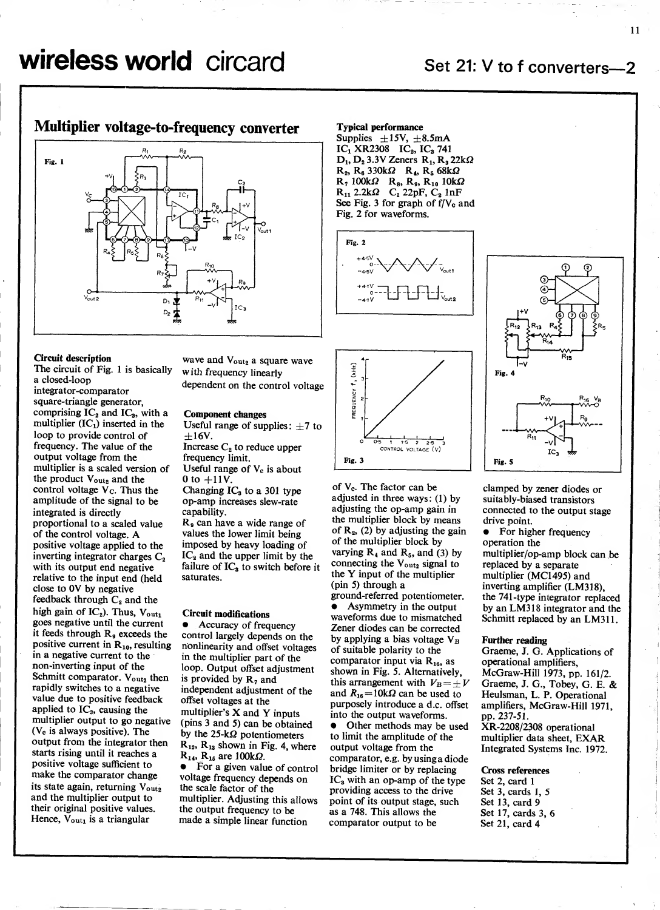wireless world circard

Set 21: V to f converters—2

## Multiplier voltage-to-frequency converter

Fig. 1

### Typical performance

Supplies ±15V, ±8.5mA
$IC_1$ XR2308 $IC_2$, $IC_3$ 741
$D_1$, $D_2$ 3.3V Zeners $R_1$, $R_3$ 22kΩ
$R_2$, $R_6$ 330kΩ $R_4$, $R_5$ 68kΩ
$R_7$ 100kΩ $R_8$, $R_9$, $R_{10}$ 10kΩ
$R_{11}$ 2.2kΩ $C_1$ 22pF, $C_2$ 1nF
See Fig. 3 for graph of f/$V_c$ and Fig. 2 for waveforms.

Fig. 2

Fig. 3

Fig. 4

Fig. 5

### Circuit description

The circuit of Fig. 1 is basically a closed-loop integrator-comparator square-triangle generator, comprising $IC_2$ and $IC_3$, with a multiplier ($IC_1$) inserted in the loop to provide control of frequency. The value of the output voltage from the multiplier is a scaled version of the product $V_{out2}$ and the control voltage $V_c$. Thus the amplitude of the signal to be integrated is directly proportional to a scaled value of the control voltage. A positive voltage applied to the inverting integrator charges $C_2$ with its output end negative relative to the input end (held close to 0V by negative feedback through $C_2$ and the high gain of $IC_2$). Thus, $V_{out1}$ goes negative until the current it feeds through $R_9$ exceeds the positive current in $R_{10}$, resulting in a negative current to the non-inverting input of the Schmitt comparator. $V_{out2}$ then rapidly switches to a negative value due to positive feedback applied to $IC_3$, causing the multiplier output to go negative ($V_c$ is always positive). The output from the integrator then starts rising until it reaches a positive voltage sufficient to make the comparator change its state again, returning $V_{out2}$ and the multiplier output to their original positive values. Hence, $V_{out1}$ is a triangular wave and $V_{out2}$ a square wave with frequency linearly dependent on the control voltage.

### Component changes

Useful range of supplies: ±7 to ±16V.
Increase $C_2$ to reduce upper frequency limit.
Useful range of $V_c$ is about 0 to +11V.
Changing $IC_3$ to a 301 type op-amp increases slew-rate capability.
$R_9$ can have a wide range of values the lower limit being imposed by heavy loading of $IC_2$ and the upper limit by the failure of $IC_3$ to switch before it saturates.

### Circuit modifications

- Accuracy of frequency control largely depends on the nonlinearity and offset voltages in the multiplier part of the loop. Output offset adjustment is provided by $R_7$ and independent adjustment of the offset voltages at the multiplier's X and Y inputs (pins 3 and 5) can be obtained by the 25-kΩ potentiometers $R_{12}$, $R_{13}$ shown in Fig. 4, where $R_{14}$, $R_{15}$ are 100kΩ.
- For a given value of control voltage frequency depends on the scale factor of the multiplier. Adjusting this allows the output frequency to be made a simple linear function of $V_c$. The factor can be adjusted in three ways: (1) by adjusting the op-amp gain in the multiplier block by means of $R_2$, (2) by adjusting the gain of the multiplier block by varying $R_4$ and $R_5$, and (3) by connecting the $V_{out2}$ signal to the Y input of the multiplier (pin 5) through a ground-referred potentiometer.
- Asymmetry in the output waveforms due to mismatched Zener diodes can be corrected by applying a bias voltage $V_B$ of suitable polarity to the comparator input via $R_{16}$, as shown in Fig. 5. Alternatively, this arrangement with $V_B = \pm V$ and $R_{16} = 10k\Omega$ can be used to purposely introduce a d.c. offset into the output waveforms.
- Other methods may be used to limit the amplitude of the output voltage from the comparator, e.g. by using a diode bridge limiter or by replacing $IC_3$ with an op-amp of the type providing access to the drive point of its output stage, such as a 748. This allows the comparator output to be clamped by zener diodes or suitably-biased transistors connected to the output stage drive point.
- For higher frequency operation the multiplier/op-amp block can be replaced by a separate multiplier (MC1495) and inverting amplifier (LM318), the 741-type integrator replaced by an LM318 integrator and the Schmitt replaced by an LM311.

### Further reading

Graeme, J. G. Applications of operational amplifiers, McGraw-Hill 1973, pp. 161/2.
Graeme, J. G., Tobey, G. E. & Heulsman, L. P. Operational amplifiers, McGraw-Hill 1971, pp. 237-51.
XR-2208/2308 operational multiplier data sheet, EXAR Integrated Systems Inc. 1972.

### Cross references

Set 2, card 1
Set 3, cards 1, 5
Set 13, card 9
Set 17, cards 3, 6
Set 21, card 4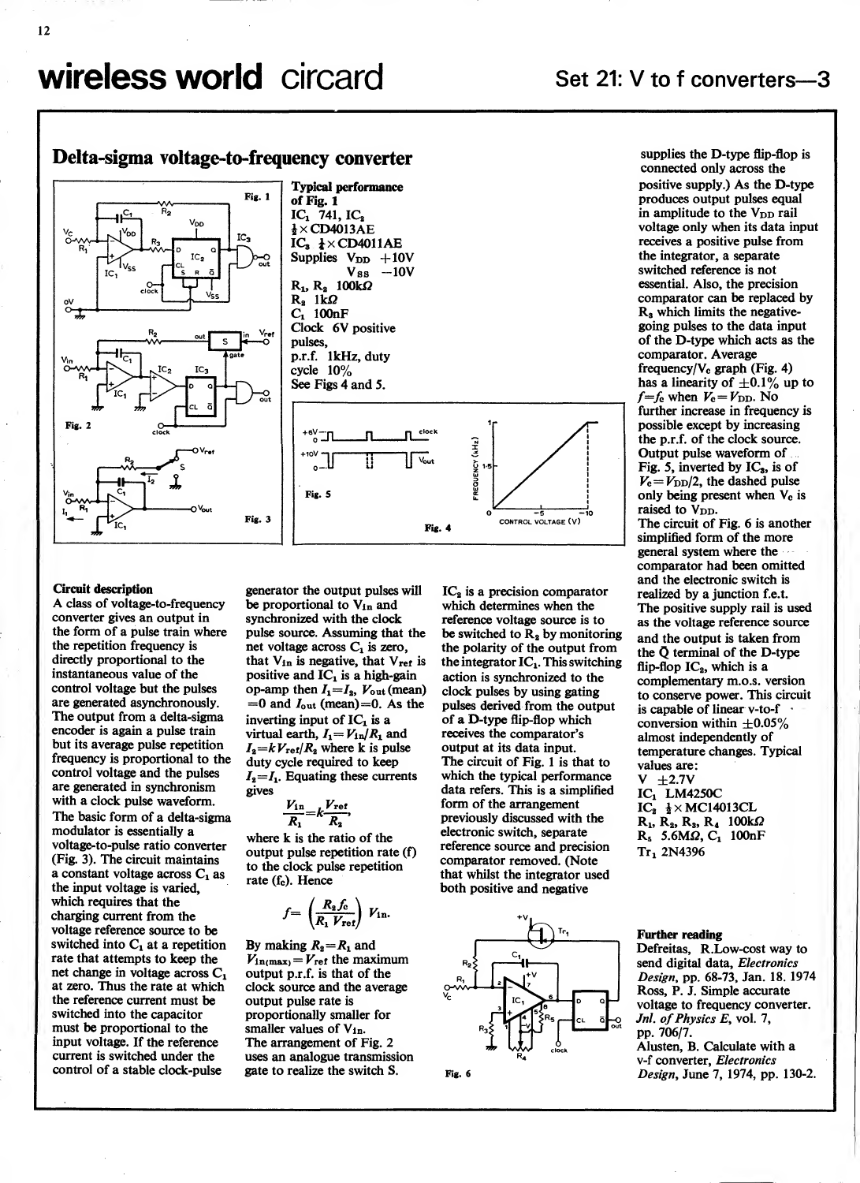# wireless world circard

## Set 21: V to f converters—3

## Delta-sigma voltage-to-frequency converter

Fig. 1

Fig. 2

Fig. 3

**Typical performance of Fig. 1**
$IC_1$ 741, $IC_2$ $\frac{1}{2}\times$CD4013AE
$IC_3$ $\frac{1}{4}\times$CD4011AE
Supplies $V_{DD}$ +10V
$V_{SS}$ −10V
$R_1$, $R_2$ 100kΩ
$R_3$ 1kΩ
$C_1$ 100nF
Clock 6V positive pulses,
p.r.f. 1kHz, duty cycle 10%
See Figs 4 and 5.

Fig. 5

Fig. 4

FREQUENCY (kHz)
1
0.5
0
−5
−10
CONTROL VOLTAGE (V)

**Circuit description**
A class of voltage-to-frequency converter gives an output in the form of a pulse train where the repetition frequency is directly proportional to the instantaneous value of the control voltage but the pulses are generated asynchronously. The output from a delta-sigma encoder is again a pulse train but its average pulse repetition frequency is proportional to the control voltage and the pulses are generated in synchronism with a clock pulse waveform. The basic form of a delta-sigma modulator is essentially a voltage-to-pulse ratio converter (Fig. 3). The circuit maintains a constant voltage across $C_1$ as the input voltage is varied, which requires that the charging current from the voltage reference source to be switched into $C_1$ at a repetition rate that attempts to keep the net change in voltage across $C_1$ at zero. Thus the rate at which the reference current must be switched into the capacitor must be proportional to the input voltage. If the reference current is switched under the control of a stable clock-pulse generator the output pulses will be proportional to $V_{in}$ and synchronized with the clock pulse source. Assuming that the net voltage across $C_1$ is zero, that $V_{in}$ is negative, that $V_{ref}$ is positive and $IC_1$ is a high-gain op-amp then $I_1=I_2$, $V_{out}$ (mean) =0 and $I_{out}$ (mean)=0. As the inverting input of $IC_1$ is a virtual earth, $I_1=V_{in}/R_1$ and $I_2=kV_{ref}/R_2$ where k is pulse duty cycle required to keep $I_2=I_1$. Equating these currents gives

$$\frac{V_{in}}{R_1}=k\frac{V_{ref}}{R_2},$$

where k is the ratio of the output pulse repetition rate (f) to the clock pulse repetition rate ($f_c$). Hence

$$f=\left(\frac{R_2 f_c}{R_1 V_{ref}}\right) V_{in}.$$

By making $R_2=R_1$ and $V_{in(max)}=V_{ref}$ the maximum output p.r.f. is that of the clock source and the average output pulse rate is proportionally smaller for smaller values of $V_{in}$.
The arrangement of Fig. 2 uses an analogue transmission gate to realize the switch S.
$IC_2$ is a precision comparator which determines when the reference voltage source is to be switched to $R_2$ by monitoring the polarity of the output from the integrator $IC_1$. This switching action is synchronized to the clock pulses by using gating pulses derived from the output of a D-type flip-flop which receives the comparator's output at its data input.
The circuit of Fig. 1 is that to which the typical performance data refers. This is a simplified form of the arrangement previously discussed with the electronic switch, separate reference source and precision comparator removed. (Note that whilst the integrator used both positive and negative supplies the D-type flip-flop is connected only across the positive supply.) As the D-type produces output pulses equal in amplitude to the $V_{DD}$ rail voltage only when its data input receives a positive pulse from the integrator, a separate switched reference is not essential. Also, the precision comparator can be replaced by $R_3$ which limits the negative-going pulses to the data input of the D-type which acts as the comparator. Average frequency/$V_c$ graph (Fig. 4) has a linearity of ±0.1% up to $f=f_c$ when $V_c=V_{DD}$. No further increase in frequency is possible except by increasing the p.r.f. of the clock source. Output pulse waveform of Fig. 5, inverted by $IC_3$, is of $V_c=V_{DD}/2$, the dashed pulse only being present when $V_c$ is raised to $V_{DD}$.
The circuit of Fig. 6 is another simplified form of the more general system where the comparator had been omitted and the electronic switch is realized by a junction f.e.t. The positive supply rail is used as the voltage reference source and the output is taken from the $\bar{Q}$ terminal of the D-type flip-flop $IC_2$, which is a complementary m.o.s. version to conserve power. This circuit is capable of linear v-to-f conversion within ±0.05% almost independently of temperature changes. Typical values are:
V ±2.7V
$IC_1$ LM4250C
$IC_2$ $\frac{1}{2}\times$MC14013CL
$R_1$, $R_2$, $R_3$, $R_4$ 100kΩ
$R_5$ 5.6MΩ, $C_1$ 100nF
$Tr_1$ 2N4396

Fig. 6

**Further reading**
Defreitas, R. Low-cost way to send digital data, *Electronics Design*, pp. 68-73, Jan. 18. 1974
Ross, P. J. Simple accurate voltage to frequency converter. *Jnl. of Physics E*, vol. 7, pp. 706/7.
Alusten, B. Calculate with a v-f converter, *Electronics Design*, June 7, 1974, pp. 130-2.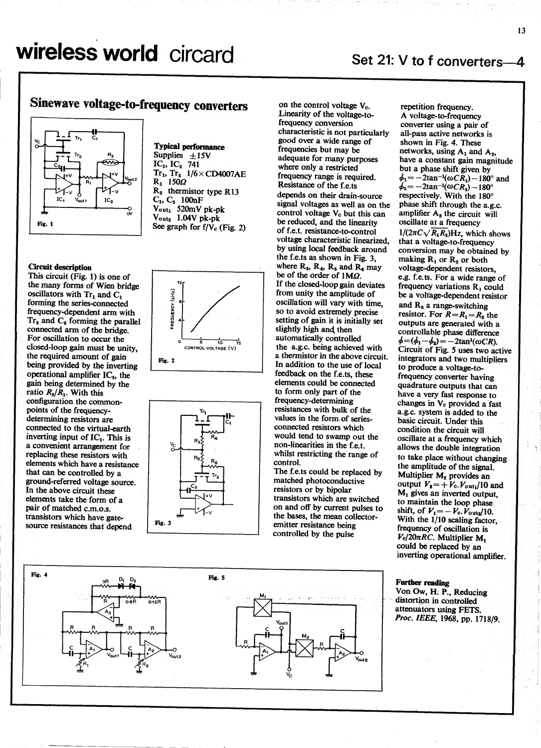# wireless world circard

## Set 21: V to f converters—4

## Sinewave voltage-to-frequency converters

Fig. 1

**Typical performance**
Supplies ±15V
$IC_1$, $IC_2$ 741
$Tr_1$, $Tr_2$ 1/6×CD4007AE
$R_1$ 150Ω
$R_2$ thermistor type R13
$C_1$, $C_2$ 100nF
$V_{out1}$ 520mV pk-pk
$V_{out2}$ 1.04V pk-pk
See graph for $f/V_c$ (Fig. 2)

Fig. 2

Fig. 3

**Circuit description**

This circuit (Fig. 1) is one of the many forms of Wien bridge oscillators with $Tr_1$ and $C_1$ forming the series-connected frequency-dependent arm with $Tr_2$ and $C_2$ forming the parallel connected arm of the bridge. For oscillation to occur the closed-loop gain must be unity, the required amount of gain being provided by the inverting operational amplifier $IC_2$, the gain being determined by the ratio $R_2/R_1$. With this configuration the common-points of the frequency-determining resistors are connected to the virtual-earth inverting input of $IC_1$. This is a convenient arrangement for replacing these resistors with elements which have a resistance that can be controlled by a ground-referred voltage source. In the above circuit these elements take the form of a pair of matched c.m.o.s. transistors which have gate-source resistances that depend on the control voltage $V_c$. Linearity of the voltage-to-frequency conversion characteristic is not particularly good over a wide range of frequencies but may be adequate for many purposes where only a restricted frequency range is required. Resistance of the f.e.ts depends on their drain-source signal voltages as well as on the control voltage $V_c$ but this can be reduced, and the linearity of f.e.t. resistance-to-control voltage characteristic linearized, by using local feedback around the f.e.ts as shown in Fig. 3, where $R_3$, $R_4$, $R_5$ and $R_6$ may be of the order of 1MΩ.

If the closed-loop gain deviates from unity the amplitude of oscillation will vary with time, so to avoid extremely precise setting of gain it is initially set slightly high and then automatically controlled the a.g.c. being achieved with a thermistor in the above circuit. In addition to the use of local feedback on the f.e.ts, these elements could be connected to form only part of the frequency-determining resistances with bulk of the values in the form of series-connected resistors which would tend to swamp out the non-linearities in the f.e.t. whilst restricting the range of control.

The f.e.ts could be replaced by matched photoconductive resistors or by bipolar transistors which are switched on and off by current pulses to the bases, the mean collector-emitter resistance being controlled by the pulse repetition frequency.

A voltage-to-frequency converter using a pair of all-pass active networks is shown in Fig. 4. These networks, using $A_1$ and $A_2$, have a constant gain magnitude but a phase shift given by $\phi_1 = -2\tan^{-1}(\omega CR_1) - 180°$ and $\phi_2 = -2\tan^{-1}(\omega CR_2) - 180°$ respectively. With the 180° phase shift through the a.g.c. amplifier $A_3$ the circuit will oscillate at a frequency $1/(2\pi C\sqrt{R_1R_2})$Hz, which shows that a voltage-to-frequency conversion may be obtained by making $R_1$ or $R_2$ or both voltage-dependent resistors, e.g. f.e.ts. For a wide range of frequency variations $R_1$ could be a voltage-dependent resistor and $R_2$ a range-switching resistor. For $R = R_1 = R_2$ the outputs are generated with a controllable phase difference $\phi = (\phi_1 - \phi_2) = -2\tan^{-1}(\omega CR)$.

Circuit of Fig. 5 uses two active integrators and two multipliers to produce a voltage-to-frequency converter having quadrature outputs that can have a very fast response to changes in $V_c$ provided a fast a.g.c. system is added to the basic circuit. Under this condition the circuit will oscillate at a frequency which allows the double integration to take place without changing the amplitude of the signal. Multiplier $M_2$ provides an output $V_2 = +V_c.V_{out1}/10$ and $M_1$ gives an inverted output, to maintain the loop phase shift, of $V_1 = -V_c.V_{out2}/10$. With the 1/10 scaling factor, frequency of oscillation is $V_c/20\pi RC$. Multiplier $M_1$ could be replaced by an inverting operational amplifier.

Fig. 4

Fig. 5

**Further reading**

Von Ow, H. P., Reducing distortion in controlled attenuators using FETS. *Proc. IEEE*, 1968, pp. 1718/9.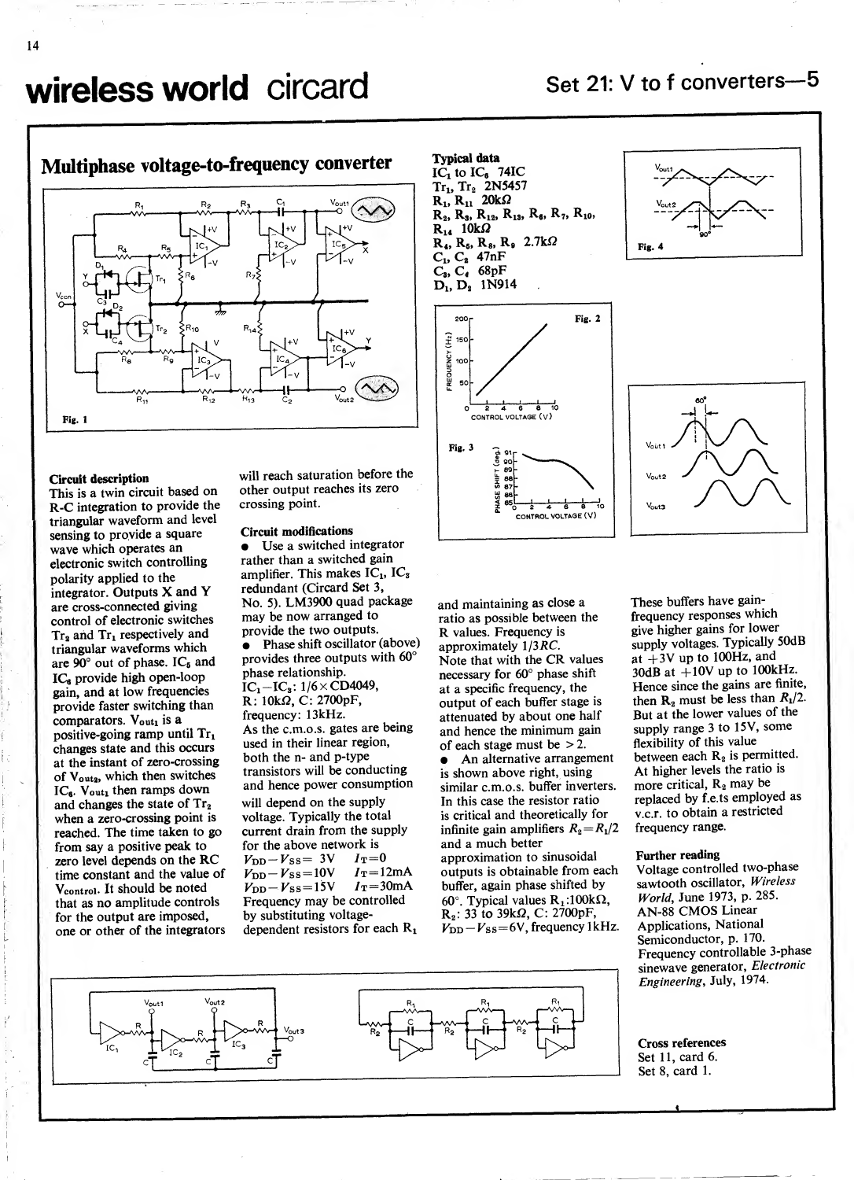# wireless world circard

## Set 21: V to f converters—5

## Multiphase voltage-to-frequency converter

Fig. 1

### Typical data

$IC_1$ to $IC_6$ 741C
$Tr_1$, $Tr_2$ 2N5457
$R_1$, $R_{11}$ 20kΩ
$R_2$, $R_3$, $R_{12}$, $R_{13}$, $R_6$, $R_7$, $R_{10}$, $R_{14}$ 10kΩ
$R_4$, $R_5$, $R_8$, $R_9$ 2.7kΩ
$C_1$, $C_2$ 47nF
$C_3$, $C_4$ 68pF
$D_1$, $D_2$ 1N914

Fig. 4

Fig. 2

200
150
100
50
FREQUENCY (Hz)
0 2 4 6 8 10
CONTROL VOLTAGE (V)

Fig. 3

91
90
89
88
87
86
85
PHASE SHIFT (deg.)
0 2 4 6 8 10
CONTROL VOLTAGE (V)

### Circuit description

This is a twin circuit based on R-C integration to provide the triangular waveform and level sensing to provide a square wave which operates an electronic switch controlling polarity applied to the integrator. Outputs X and Y are cross-connected giving control of electronic switches $Tr_2$ and $Tr_1$ respectively and triangular waveforms which are 90° out of phase. $IC_5$ and $IC_6$ provide high open-loop gain, and at low frequencies provide faster switching than comparators. $V_{out1}$ is a positive-going ramp until $Tr_1$ changes state and this occurs at the instant of zero-crossing of $V_{out2}$, which then switches $IC_6$. $V_{out1}$ then ramps down and changes the state of $Tr_2$ when a zero-crossing point is reached. The time taken to go from say a positive peak to zero level depends on the RC time constant and the value of $V_{control}$. It should be noted that as no amplitude controls for the output are imposed, one or other of the integrators will reach saturation before the other output reaches its zero crossing point.

### Circuit modifications

- Use a switched integrator rather than a switched gain amplifier. This makes $IC_1$, $IC_3$ redundant (Circard Set 3, No. 5). LM3900 quad package may be now arranged to provide the two outputs.
- Phase shift oscillator (above) provides three outputs with 60° phase relationship. $IC_1$–$IC_3$: 1/6×CD4049, R: 10kΩ, C: 2700pF, frequency: 13kHz.
As the c.m.o.s. gates are being used in their linear region, both the n- and p-type transistors will be conducting and hence power consumption will depend on the supply voltage. Typically the total current drain from the supply for the above network is
$V_{DD}-V_{SS}=$ 3V $I_T=0$
$V_{DD}-V_{SS}=$10V $I_T=$12mA
$V_{DD}-V_{SS}=$15V $I_T=$30mA
Frequency may be controlled by substituting voltage-dependent resistors for each $R_1$ and maintaining as close a ratio as possible between the R values. Frequency is approximately $1/3RC$.
Note that with the CR values necessary for 60° phase shift at a specific frequency, the output of each buffer stage is attenuated by about one half and hence the minimum gain of each stage must be >2.
- An alternative arrangement is shown above right, using similar c.m.o.s. buffer inverters. In this case the resistor ratio is critical and theoretically for infinite gain amplifiers $R_2=R_1/2$ and a much better approximation to sinusoidal outputs is obtainable from each buffer, again phase shifted by 60°. Typical values $R_1$:100kΩ, $R_2$: 33 to 39kΩ, C: 2700pF, $V_{DD}-V_{SS}$=6V, frequency 1kHz.

These buffers have gain-frequency responses which give higher gains for lower supply voltages. Typically 50dB at +3V up to 100Hz, and 30dB at +10V up to 100kHz. Hence since the gains are finite, then $R_2$ must be less than $R_1/2$. But at the lower values of the supply range 3 to 15V, some flexibility of this value between each $R_2$ is permitted. At higher levels the ratio is more critical, $R_2$ may be replaced by f.e.ts employed as v.c.r. to obtain a restricted frequency range.

### Further reading

Voltage controlled two-phase sawtooth oscillator, *Wireless World*, June 1973, p. 285.
AN-88 CMOS Linear Applications, National Semiconductor, p. 170.
Frequency controllable 3-phase sinewave generator, *Electronic Engineering*, July, 1974.

### Cross references

Set 11, card 6.
Set 8, card 1.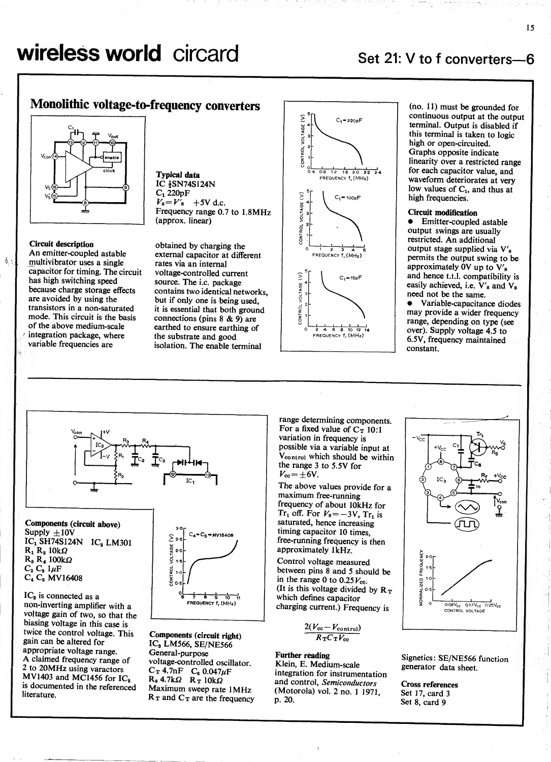# wireless world circard

## Set 21: V to f converters—6

## Monolithic voltage-to-frequency converters

C1
Vout
Vcon 14
13 12 11 10
enable
clock
VS 16
V'S 15
9
8

**Typical data**
IC ½SN74S124N
$C_1$ 220pF
$V_s = V'_s$ +5V d.c.
Frequency range 0.7 to 1.8MHz (approx. linear)

**Circuit description**
An emitter-coupled astable multivibrator uses a single capacitor for timing. The circuit has high switching speed because charge storage effects are avoided by using the transistors in a non-saturated mode. This circuit is the basis of the above medium-scale integration package, where variable frequencies are obtained by charging the external capacitor at different rates via an internal voltage-controlled current source. The i.c. package contains two identical networks, but if only one is being used, it is essential that both ground connections (pins 8 & 9) are earthed to ensure earthing of the substrate and good isolation. The enable terminal (no. 11) must be grounded for continuous output at the output terminal. Output is disabled if this terminal is taken to logic high or open-circuited.

CONTROL VOLTAGE (V)
$C_1 = 220$pF
0.4 0.8 1.2 1.6 2.0 2.2 2.4
FREQUENCY f, (MHz)

CONTROL VOLTAGE (V)
$C_1 = 100$pF
0 1 2 3 4 5
FREQUENCY f, (MHz)

CONTROL VOLTAGE (V)
$C_1 = 15$pF
0 2 4 6 8 10 12 14
FREQUENCY f, (MHz)

Graphs opposite indicate linearity over a restricted range for each capacitor value, and waveform deteriorates at very low values of $C_1$, and thus at high frequencies.

**Circuit modification**

- Emitter-coupled astable output swings are usually restricted. An additional output stage supplied via $V'_s$ permits the output swing to be approximately 0V up to $V'_s$ and hence t.t.l. compatibility is easily achieved, i.e. $V'_s$ and $V_s$ need not be the same.
- Variable-capacitance diodes may provide a wider frequency range, depending on type (see over). Supply voltage 4.5 to 6.5V, frequency maintained constant.

---

Vcon
+V
IC2
-V
R1
R2
R3
R4
C2
C3
12
13
IC1

**Components (circuit above)**
Supply ±10V
$IC_1$ SH74S124N $IC_2$ LM301
$R_1$ $R_2$ 10kΩ
$R_3$ $R_4$ 100kΩ
$C_2$ $C_3$ 1μF
$C_4$ $C_5$ MV16408

CONTROL VOLTAGE (V)
$C_4 = C_5 =$ MV16408
6 7 8 9 10 11
FREQUENCY f, (MHz)

$IC_2$ is connected as a non-inverting amplifier with a voltage gain of two, so that the biasing voltage in this case is twice the control voltage. This gain can be altered for appropriate voltage range.
A claimed frequency range of 2 to 20MHz using varactors MV1403 and MC1456 for $IC_2$ is documented in the referenced literature.

**Components (circuit right)**
$IC_3$ LM566, SE/NE566
General-purpose voltage-controlled oscillator.
$C_T$ 4.7nF $C_6$ 0.047μF
$R_5$ 4.7kΩ $R_T$ 10kΩ
Maximum sweep rate 1MHz
$R_T$ and $C_T$ are the frequency range determining components. For a fixed value of $C_T$ 10:1 variation in frequency is possible via a variable input at $V_{control}$ which should be within the range 3 to 5.5V for $V_{cc} = \pm 6$V.

The above values provide for a maximum free-running frequency of about 10kHz for $Tr_1$ off. For $V_s = -3$V, $Tr_1$ is saturated, hence increasing timing capacitor 10 times, free-running frequency is then approximately 1kHz.

Control voltage measured between pins 8 and 5 should be in the range 0 to $0.25V_{cc}$.
(It is this voltage divided by $R_T$ which defines capacitor charging current.) Frequency is

$$\frac{2(V_{cc} - V_{control})}{R_T C_T V_{cc}}$$

-Vcc
+Vcc
CT
Tr1
Vs
R5
C6
RT +Vcc
IC3
1n
Vcon

NORMALIZED FREQUENCY
0 0.08Vcc 0.17Vcc 0.25Vcc
CONTROL VOLTAGE

**Further reading**
Klein, E. Medium-scale integration for instrumentation and control, *Semiconductors* (Motorola) vol. 2 no. 1 1971, p. 20.

Signetics: SE/NE566 function generator data sheet.

**Cross references**
Set 17, card 3
Set 8, card 9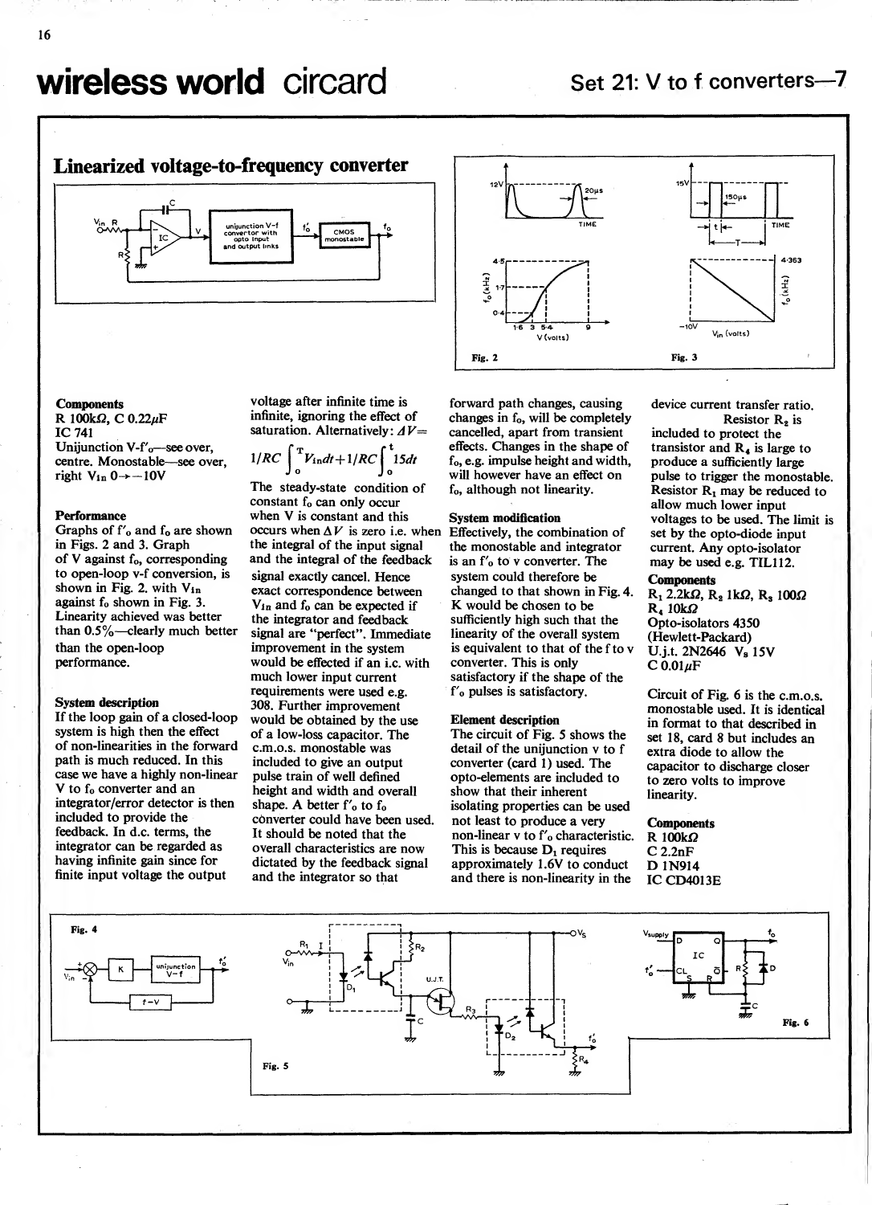# wireless world circard

Set 21: V to f converters—7

## Linearized voltage-to-frequency converter

$V_{in}$ R C IC V unijunction V-f convertor with opto input and output links $f'_o$ CMOS monostable $f_o$ R

12V 20µs TIME

4·5 1·7 0·4 $f_o$ (kHz) 1·6 3 5·4 9 V (volts)

Fig. 2

15V 150µs t T TIME

4·363 $f_o$ (kHz) −10V $V_{in}$ (volts)

Fig. 3

**Components**
R 100kΩ, C 0.22µF
IC 741
Unijunction V-$f'_o$—see over, centre. Monostable—see over, right $V_{in}$ 0→−10V

**Performance**
Graphs of $f'_o$ and $f_o$ are shown in Figs. 2 and 3. Graph of V against $f_o$, corresponding to open-loop v-f conversion, is shown in Fig. 2. with $V_{in}$ against $f_o$ shown in Fig. 3. Linearity achieved was better than 0.5%—clearly much better than the open-loop performance.

**System description**
If the loop gain of a closed-loop system is high then the effect of non-linearities in the forward path is much reduced. In this case we have a highly non-linear V to $f_o$ converter and an integrator/error detector is then included to provide the feedback. In d.c. terms, the integrator can be regarded as having infinite gain since for finite input voltage the output voltage after infinite time is infinite, ignoring the effect of saturation. Alternatively: $\Delta V = 1/RC\int_0^T V_{in}dt + 1/RC\int_0^t 15dt$

The steady-state condition of constant $f_o$ can only occur when V is constant and this occurs when $\Delta V$ is zero i.e. when the integral of the input signal and the integral of the feedback signal exactly cancel. Hence exact correspondence between $V_{in}$ and $f_o$ can be expected if the integrator and feedback signal are "perfect". Immediate improvement in the system would be effected if an i.c. with much lower input current requirements were used e.g. 308. Further improvement would be obtained by the use of a low-loss capacitor. The c.m.o.s. monostable was included to give an output pulse train of well defined height and width and overall shape. A better $f'_o$ to $f_o$ converter could have been used. It should be noted that the overall characteristics are now dictated by the feedback signal and the integrator so that forward path changes, causing changes in $f_o$, will be completely cancelled, apart from transient effects. Changes in the shape of $f_o$, e.g. impulse height and width, will however have an effect on $f_o$, although not linearity.

**System modification**
Effectively, the combination of the monostable and integrator is an $f'_o$ to v converter. The system could therefore be changed to that shown in Fig. 4. K would be chosen to be sufficiently high such that the linearity of the overall system is equivalent to that of the f to v converter. This is only satisfactory if the shape of the $f'_o$ pulses is satisfactory.

**Element description**
The circuit of Fig. 5 shows the detail of the unijunction v to f converter (card 1) used. The opto-elements are included to show that their inherent isolating properties can be used not least to produce a very non-linear v to $f'_o$ characteristic. This is because $D_1$ requires approximately 1.6V to conduct and there is non-linearity in the device current transfer ratio. Resistor $R_2$ is included to protect the transistor and $R_4$ is large to produce a sufficiently large pulse to trigger the monostable. Resistor $R_1$ may be reduced to allow much lower input voltages to be used. The limit is set by the opto-diode input current. Any opto-isolator may be used e.g. TIL112.

**Components**
$R_1$ 2.2kΩ, $R_2$ 1kΩ, $R_3$ 100Ω
$R_4$ 10kΩ
Opto-isolators 4350 (Hewlett-Packard)
U.j.t. 2N2646 $V_s$ 15V
C 0.01µF

Circuit of Fig. 6 is the c.m.o.s. monostable used. It is identical in format to that described in set 18, card 8 but includes an extra diode to allow the capacitor to discharge closer to zero volts to improve linearity.

**Components**
R 100kΩ
C 2.2nF
D 1N914
IC CD4013E

Fig. 4

$V_{in}$ K unijunction V-f $f'_o$ f-V

$R_1$ I $V_{in}$ $D_1$ $R_2$ U.J.T. C $R_3$ $D_2$ $V_S$ $f'_o$ $R_4$

Fig. 5

$V_{supply}$ D Q IC $f'_o$ CL $\bar{Q}$ S R R D C $f_o$

Fig. 6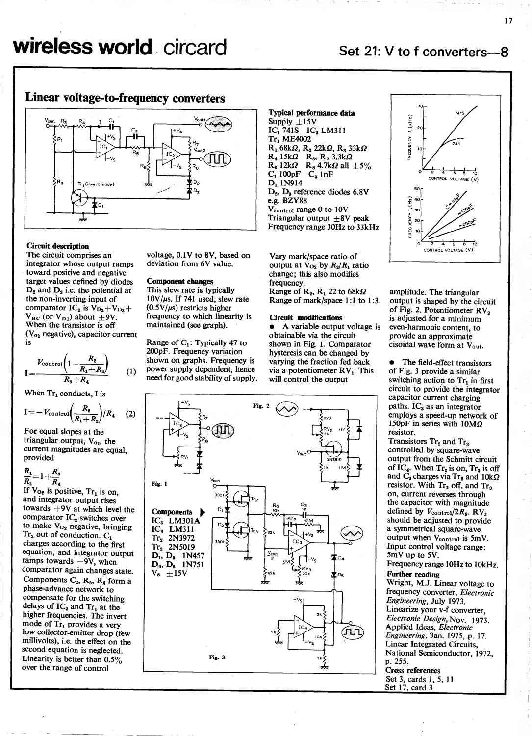# wireless world circard

## Set 21: V to f converters—8

## Linear voltage-to-frequency converters

### Typical performance data

Supply ±15V
$IC_1$ 741S $IC_2$ LM311
$Tr_1$ ME4002
$R_1$ 68kΩ, $R_2$ 22kΩ, $R_3$ 33kΩ
$R_4$ 15kΩ $R_5$, $R_7$ 3.3kΩ
$R_6$ 12kΩ $R_8$ 4.7kΩ all ±5%
$C_1$ 100pF $C_2$ 1nF
$D_1$ 1N914
$D_2$, $D_3$ reference diodes 6.8V e.g. BZY88
$V_{control}$ range 0 to 10V
Triangular output ±8V peak
Frequency range 30Hz to 33kHz

FREQUENCY f, (kHz)
30
20
10
0 2 4 6 8 10
741S
741
CONTROL VOLTAGE (V)

FREQUENCY f, (kHz)
50
40
30
20
10
0 2 4 6 8 10
$C_1$=47pF
=100pF
=200pF
CONTROL VOLTAGE (V)

### Circuit description

The circuit comprises an integrator whose output ramps toward positive and negative target values defined by diodes $D_2$ and $D_3$ i.e. the potential at the non-inverting input of comparator $IC_2$ is $V_{D2}+V_{D3}+V_{BC}$ (or $V_{D1}$) about ±9V. When the transistor is off ($V_{O2}$ negative), capacitor current is

$$I = \frac{V_{control}\left(1-\dfrac{R_2}{R_1+R_2}\right)}{R_3+R_4} \qquad (1)$$

When $Tr_1$ conducts, I is

$$I = -V_{control}\left(\frac{R_2}{R_1+R_2}\right)/R_4 \qquad (2)$$

For equal slopes at the triangular output, $V_{O1}$, the current magnitudes are equal, provided

$$\frac{R_1}{R_2} = 1 + \frac{R_3}{R_4}$$

If $V_{O2}$ is positive, $Tr_1$ is on, and integrator output rises towards +9V at which level the comparator $IC_2$ switches over to make $V_{O2}$ negative, bringing $Tr_2$ out of conduction. $C_1$ charges according to the first equation, and integrator output ramps towards −9V, when comparator again changes state.

Components $C_2$, $R_5$, $R_6$ form a phase-advance network to compensate for the switching delays of $IC_2$ and $Tr_1$ at the higher frequencies. The invert mode of $Tr_1$ provides a very low collector-emitter drop (few millivolts), i.e. the effect on the second equation is neglected. Linearity is better than 0.5% over the range of control voltage, 0.1V to 8V, based on deviation from 6V value.

### Component changes

This slew rate is typically 10V/μs. If 741 used, slew rate (0.5V/μs) restricts higher frequency to which linearity is maintained (see graph).

Range of $C_1$: Typically 47 to 200pF. Frequency variation shown on graphs. Frequency is power supply dependent, hence need for good stability of supply.

Vary mark/space ratio of output at $V_{O2}$ by $R_2/R_1$ ratio change; this also modifies frequency.
Range of $R_2$, $R_1$ 22 to 68kΩ
Range of mark/space 1:1 to 1:3.

### Circuit modifications

- A variable output voltage is obtainable via the circuit shown in Fig. 1. Comparator hysteresis can be changed by varying the fraction fed back via a potentiometer $RV_1$. This will control the output amplitude. The triangular output is shaped by the circuit of Fig. 2. Potentiometer $RV_2$ is adjusted for a minimum even-harmonic content, to provide an approximate cisoidal wave form at $V_{out}$.

- The field-effect transistors of Fig. 3 provide a similar switching action to $Tr_1$ in first circuit to provide the integrator capacitor current charging paths. $IC_3$ as an integrator employs a speed-up network of 150pF in series with 10MΩ resistor.
Transistors $Tr_2$ and $Tr_3$ controlled by square-wave output from the Schmitt circuit of $IC_4$. When $Tr_2$ is on, $Tr_3$ is off and $C_3$ charges via $Tr_2$ and 10kΩ resistor. With $Tr_2$ off, and $Tr_3$ on, current reverses through the capacitor with magnitude defined by $V_{control}/2R_9$. $RV_3$ should be adjusted to provide a symmetrical square-wave output when $V_{control}$ is 5mV.
Input control voltage range: 5mV up to 5V.
Frequency range 10Hz to 10kHz.

Fig. 1

Fig. 2

Fig. 3

### Components

$IC_3$ LM301A
$IC_4$ LM311
$Tr_2$ 2N3972
$Tr_3$ 2N5019
$D_1$, $D_2$ 1N457
$D_4$, $D_5$ 1N751
$V_s$ ±15V

### Further reading

Wright, M.J. Linear voltage to frequency converter, *Electronic Engineering*, July 1973.
Linearize your v-f converter, *Electronic Design*, Nov. 1973.
Applied Ideas, *Electronic Engineering*, Jan. 1975, p. 17.
Linear Integrated Circuits, National Semiconductor, 1972, p. 255.

### Cross references

Set 3, cards 1, 5, 11
Set 17, card 3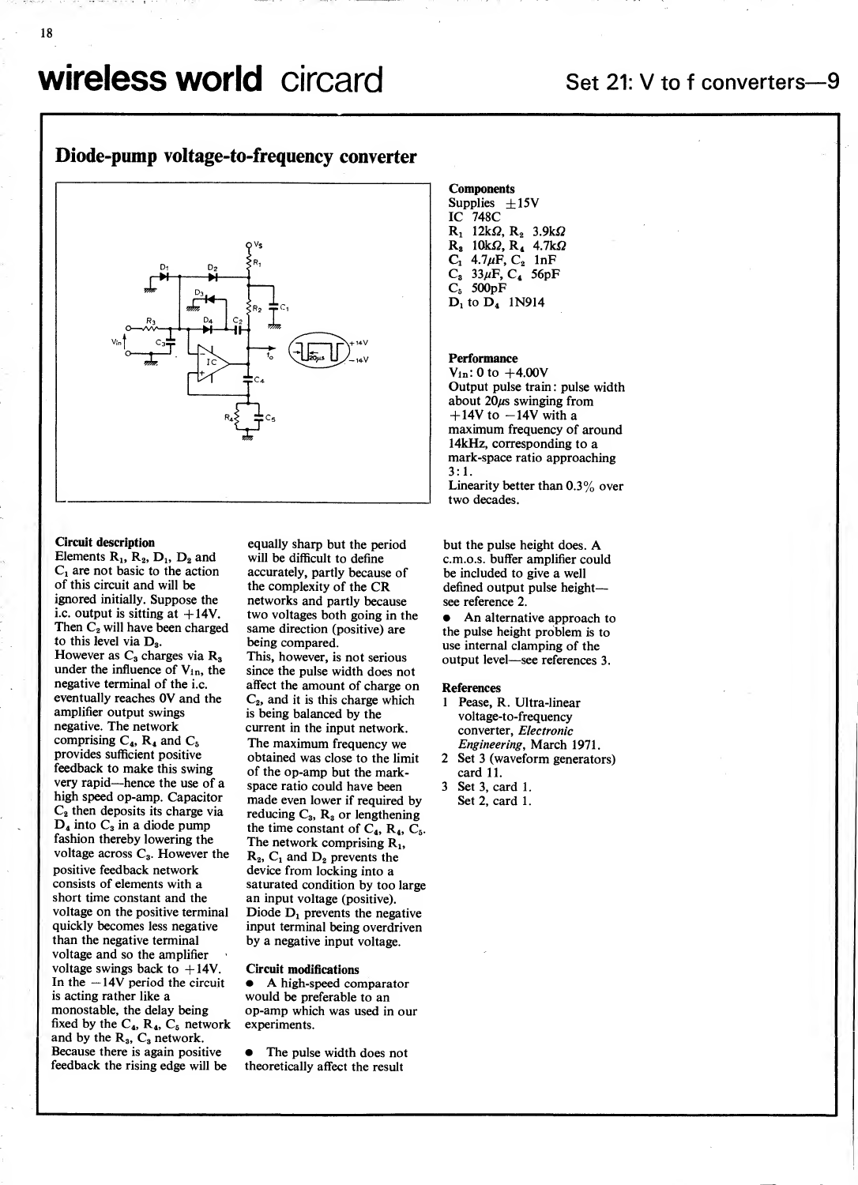# wireless world circard

## Set 21: V to f converters—9

### Diode-pump voltage-to-frequency converter

$V_s$

$R_1$

$D_1$ $D_2$

$D_3$

$R_2$ $C_1$

$R_3$ $D_4$ $C_2$

$V_{in}$ $C_3$

IC

$f_o$

+14V

20μs

−14V

$C_4$

$R_4$ $C_5$

**Components**

Supplies ±15V
IC 748C
$R_1$ 12kΩ, $R_2$ 3.9kΩ
$R_3$ 10kΩ, $R_4$ 4.7kΩ
$C_1$ 4.7μF, $C_2$ 1nF
$C_3$ 33μF, $C_4$ 56pF
$C_5$ 500pF
$D_1$ to $D_4$ 1N914

**Performance**

$V_{in}$: 0 to +4.00V
Output pulse train: pulse width about 20μs swinging from +14V to −14V with a maximum frequency of around 14kHz, corresponding to a mark-space ratio approaching 3:1.
Linearity better than 0.3% over two decades.

**Circuit description**

Elements $R_1$, $R_2$, $D_1$, $D_2$ and $C_1$ are not basic to the action of this circuit and will be ignored initially. Suppose the i.c. output is sitting at +14V. Then $C_2$ will have been charged to this level via $D_3$.
However as $C_3$ charges via $R_3$ under the influence of $V_{in}$, the negative terminal of the i.c. eventually reaches 0V and the amplifier output swings negative. The network comprising $C_4$, $R_4$ and $C_5$ provides sufficient positive feedback to make this swing very rapid—hence the use of a high speed op-amp. Capacitor $C_2$ then deposits its charge via $D_4$ into $C_3$ in a diode pump fashion thereby lowering the voltage across $C_3$. However the positive feedback network consists of elements with a short time constant and the voltage on the positive terminal quickly becomes less negative than the negative terminal voltage and so the amplifier voltage swings back to +14V. In the −14V period the circuit is acting rather like a monostable, the delay being fixed by the $C_4$, $R_4$, $C_5$ network and by the $R_3$, $C_3$ network. Because there is again positive feedback the rising edge will be equally sharp but the period will be difficult to define accurately, partly because of the complexity of the CR networks and partly because two voltages both going in the same direction (positive) are being compared.
This, however, is not serious since the pulse width does not affect the amount of charge on $C_2$, and it is this charge which is being balanced by the current in the input network.
The maximum frequency we obtained was close to the limit of the op-amp but the mark-space ratio could have been made even lower if required by reducing $C_3$, $R_3$ or lengthening the time constant of $C_4$, $R_4$, $C_5$.
The network comprising $R_1$, $R_2$, $C_1$ and $D_2$ prevents the device from locking into a saturated condition by too large an input voltage (positive).
Diode $D_1$ prevents the negative input terminal being overdriven by a negative input voltage.

**Circuit modifications**

- A high-speed comparator would be preferable to an op-amp which was used in our experiments.
- The pulse width does not theoretically affect the result but the pulse height does. A c.m.o.s. buffer amplifier could be included to give a well defined output pulse height—see reference 2.
- An alternative approach to the pulse height problem is to use internal clamping of the output level—see references 3.

**References**

1. Pease, R. Ultra-linear voltage-to-frequency converter, *Electronic Engineering*, March 1971.
2. Set 3 (waveform generators) card 11.
3. Set 3, card 1.
   Set 2, card 1.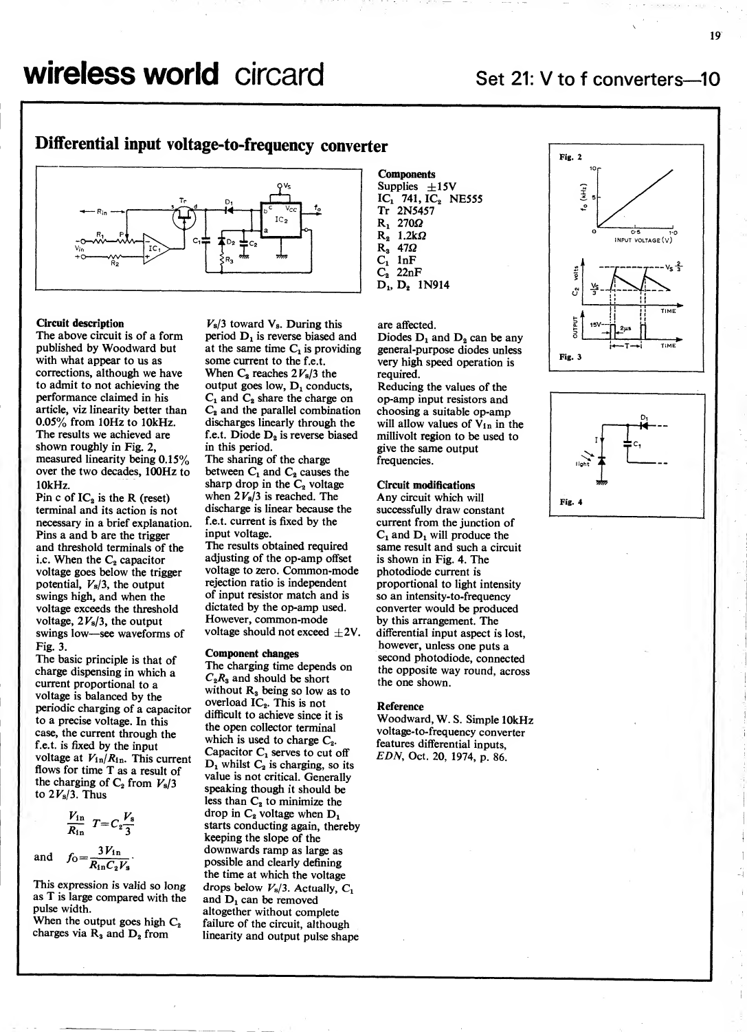# wireless world circard

Set 21: V to f converters—10

## Differential input voltage-to-frequency converter

Rin
Tr
s
d
D1
Vs
b
c
Vcc
fo
IC2
a
R1
P
Vin
IC1
R2
C1
D2
C2
R3

### Components

Supplies ±15V
$IC_1$ 741, $IC_2$ NE555
Tr 2N5457
$R_1$ 270Ω
$R_2$ 1.2kΩ
$R_3$ 47Ω
$C_1$ 1nF
$C_2$ 22nF
$D_1$, $D_2$ 1N914

### Circuit description

The above circuit is of a form published by Woodward but with what appear to us as corrections, although we have to admit to not achieving the performance claimed in his article, viz linearity better than 0.05% from 10Hz to 10kHz. The results we achieved are shown roughly in Fig. 2, measured linearity being 0.15% over the two decades, 100Hz to 10kHz.

Pin c of $IC_2$ is the R (reset) terminal and its action is not necessary in a brief explanation. Pins a and b are the trigger and threshold terminals of the i.c. When the $C_2$ capacitor voltage goes below the trigger potential, $V_s/3$, the output swings high, and when the voltage exceeds the threshold voltage, $2V_s/3$, the output swings low—see waveforms of Fig. 3.

The basic principle is that of charge dispensing in which a current proportional to a voltage is balanced by the periodic charging of a capacitor to a precise voltage. In this case, the current through the f.e.t. is fixed by the input voltage at $V_{in}/R_{in}$. This current flows for time T as a result of the charging of $C_2$ from $V_s/3$ to $2V_s/3$. Thus

$$\frac{V_{in}}{R_{in}}T = C_2\frac{V_s}{3}$$

and $$f_O = \frac{3V_{in}}{R_{in}C_2V_s}.$$

This expression is valid so long as T is large compared with the pulse width.

When the output goes high $C_2$ charges via $R_3$ and $D_2$ from $V_s/3$ toward $V_s$. During this period $D_1$ is reverse biased and at the same time $C_1$ is providing some current to the f.e.t. When $C_2$ reaches $2V_s/3$ the output goes low, $D_1$ conducts, $C_1$ and $C_2$ share the charge on $C_2$ and the parallel combination discharges linearly through the f.e.t. Diode $D_2$ is reverse biased in this period.

The sharing of the charge between $C_1$ and $C_2$ causes the sharp drop in the $C_2$ voltage when $2V_s/3$ is reached. The discharge is linear because the f.e.t. current is fixed by the input voltage.

The results obtained required adjusting of the op-amp offset voltage to zero. Common-mode rejection ratio is independent of input resistor match and is dictated by the op-amp used. However, common-mode voltage should not exceed ±2V.

### Component changes

The charging time depends on $C_2R_3$ and should be short without $R_3$ being so low as to overload $IC_2$. This is not difficult to achieve since it is the open collector terminal which is used to charge $C_2$. Capacitor $C_1$ serves to cut off $D_1$ whilst $C_2$ is charging, so its value is not critical. Generally speaking though it should be less than $C_2$ to minimize the drop in $C_2$ voltage when $D_1$ starts conducting again, thereby keeping the slope of the downwards ramp as large as possible and clearly defining the time at which the voltage drops below $V_s/3$. Actually, $C_1$ and $D_1$ can be removed altogether without complete failure of the circuit, although linearity and output pulse shape are affected.

Diodes $D_1$ and $D_2$ can be any general-purpose diodes unless very high speed operation is required.

Reducing the values of the op-amp input resistors and choosing a suitable op-amp will allow values of $V_{in}$ in the millivolt region to be used to give the same output frequencies.

### Circuit modifications

Any circuit which will successfully draw constant current from the junction of $C_1$ and $D_1$ will produce the same result and such a circuit is shown in Fig. 4. The photodiode current is proportional to light intensity so an intensity-to-frequency converter would be produced by this arrangement. The differential input aspect is lost, however, unless one puts a second photodiode, connected the opposite way round, across the one shown.

### Reference

Woodward, W. S. Simple 10kHz voltage-to-frequency converter features differential inputs, *EDN*, Oct. 20, 1974, p. 86.

Fig. 2

$f_o$ (kHz)
10
5
0
0·5
1·0
INPUT VOLTAGE (V)

$C_2$ volts
$V_s\frac{2}{3}$
$\frac{V_s}{3}$
TIME
OUTPUT
15V
2μs
T
TIME

Fig. 3

D1
I
C1
light

Fig. 4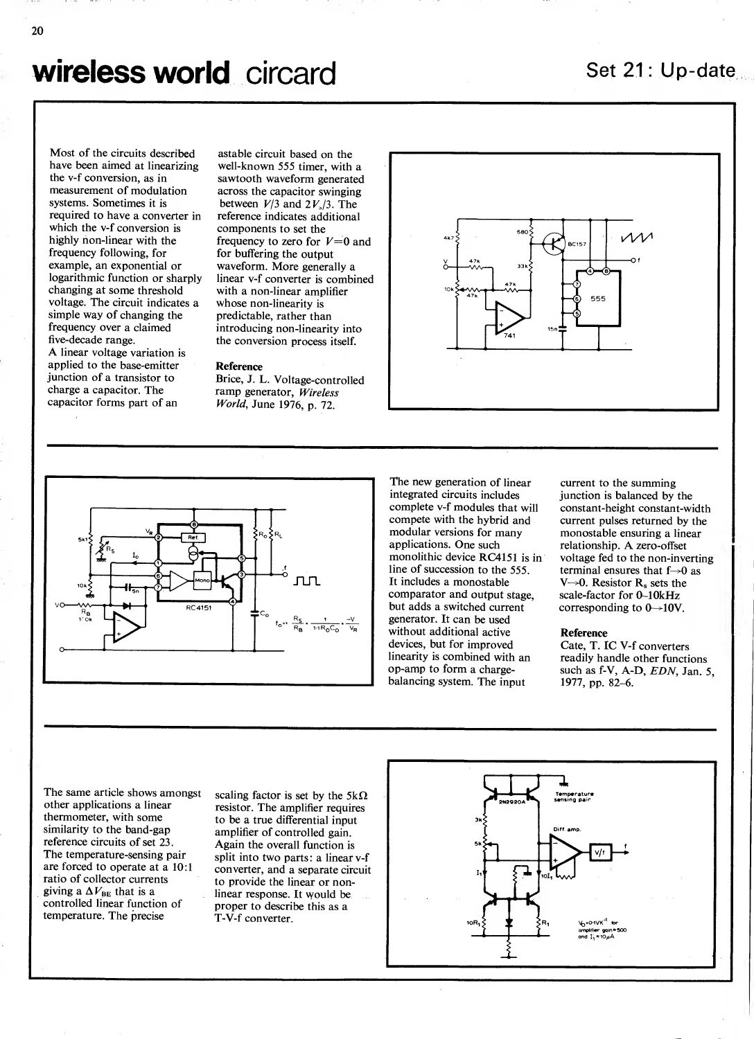# wireless world circard

Set 21: Up-date

Most of the circuits described have been aimed at linearizing the v-f conversion, as in measurement of modulation systems. Sometimes it is required to have a converter in which the v-f conversion is highly non-linear with the frequency following, for example, an exponential or logarithmic function or sharply changing at some threshold voltage. The circuit indicates a simple way of changing the frequency over a claimed five-decade range.

A linear voltage variation is applied to the base-emitter junction of a transistor to charge a capacitor. The capacitor forms part of an astable circuit based on the well-known 555 timer, with a sawtooth waveform generated across the capacitor swinging between $V/3$ and $2V_s/3$. The reference indicates additional components to set the frequency to zero for $V=0$ and for buffering the output waveform. More generally a linear v-f converter is combined with a non-linear amplifier whose non-linearity is predictable, rather than introducing non-linearity into the conversion process itself.

**Reference**

Brice, J. L. Voltage-controlled ramp generator, *Wireless World*, June 1976, p. 72.

4k7
680
BC157
V
47k
33k
f
10k
47k
47k
555
741
15n

---

5k1
$R_S$
$V_R$
Ref.
$R_O$
$R_L$
$I_o$
10k
5n
Mono
f
V
$R_B$
100k
RC4151
$C_o$

$$f_o = \frac{R_S}{R_B} \cdot \frac{1}{1{\cdot}1R_oC_o} \cdot \frac{-V}{V_R}$$

The new generation of linear integrated circuits includes complete v-f modules that will compete with the hybrid and modular versions for many applications. One such monolithic device RC4151 is in line of succession to the 555. It includes a monostable comparator and output stage, but adds a switched current generator. It can be used without additional active devices, but for improved linearity is combined with an op-amp to form a charge-balancing system. The input current to the summing junction is balanced by the constant-height constant-width current pulses returned by the monostable ensuring a linear relationship. A zero-offset voltage fed to the non-inverting terminal ensures that f→0 as V→0. Resistor $R_s$ sets the scale-factor for 0–10kHz corresponding to 0→10V.

**Reference**

Cate, T. IC V-f converters readily handle other functions such as f-V, A-D, *EDN*, Jan. 5, 1977, pp. 82–6.

---

The same article shows amongst other applications a linear thermometer, with some similarity to the band-gap reference circuits of set 23. The temperature-sensing pair are forced to operate at a 10:1 ratio of collector currents giving a $\Delta V_{BE}$ that is a controlled linear function of temperature. The precise scaling factor is set by the 5kΩ resistor. The amplifier requires to be a true differential input amplifier of controlled gain. Again the overall function is split into two parts: a linear v-f converter, and a separate circuit to provide the linear or non-linear response. It would be proper to describe this as a T-V-f converter.

Temperature sensing pair
2N2920A
3k
Diff. amp.
5k
V/f
f
$I_1$
$10I_1$
$10R_1$
$R_1$

$V_0 = 0{\cdot}1VK^{-1}$ for amplifier gain = 500 and $I_1 = 10\mu A$